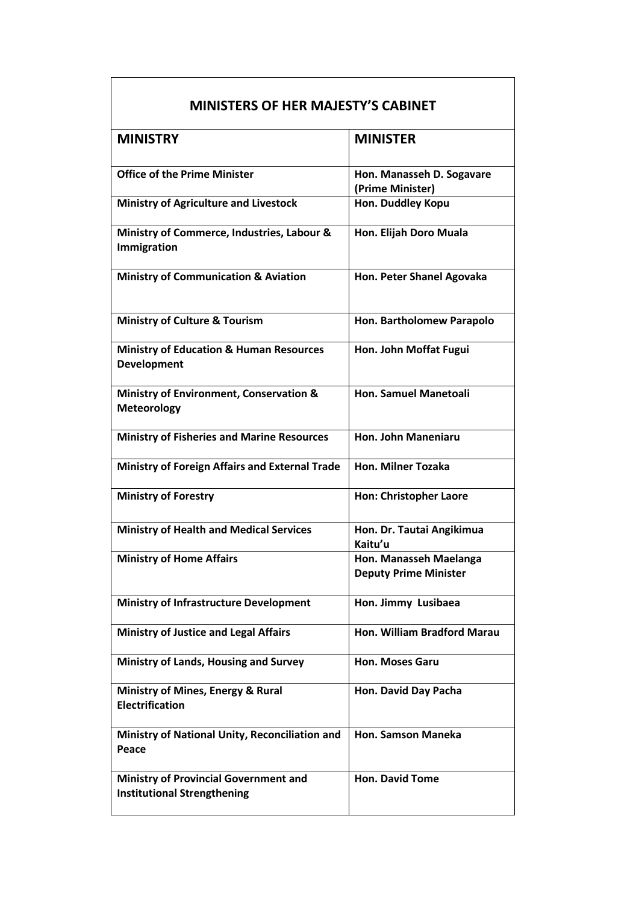| MINISTERS OF HER MAJESTY'S CABINET | |
|---|---|
| **MINISTRY** | **MINISTER** |
| **Office of the Prime Minister** | **Hon. Manasseh D. Sogavare (Prime Minister)** |
| **Ministry of Agriculture and Livestock** | **Hon. Duddley Kopu** |
| **Ministry of Commerce, Industries, Labour & Immigration** | **Hon. Elijah Doro Muala** |
| **Ministry of Communication & Aviation** | **Hon. Peter Shanel Agovaka** |
| **Ministry of Culture & Tourism** | **Hon. Bartholomew Parapolo** |
| **Ministry of Education & Human Resources Development** | **Hon. John Moffat Fugui** |
| **Ministry of Environment, Conservation & Meteorology** | **Hon. Samuel Manetoali** |
| **Ministry of Fisheries and Marine Resources** | **Hon. John Maneniaru** |
| **Ministry of Foreign Affairs and External Trade** | **Hon. Milner Tozaka** |
| **Ministry of Forestry** | **Hon: Christopher Laore** |
| **Ministry of Health and Medical Services** | **Hon. Dr. Tautai Angikimua Kaitu'u** |
| **Ministry of Home Affairs** | **Hon. Manasseh Maelanga Deputy Prime Minister** |
| **Ministry of Infrastructure Development** | **Hon. Jimmy Lusibaea** |
| **Ministry of Justice and Legal Affairs** | **Hon. William Bradford Marau** |
| **Ministry of Lands, Housing and Survey** | **Hon. Moses Garu** |
| **Ministry of Mines, Energy & Rural Electrification** | **Hon. David Day Pacha** |
| **Ministry of National Unity, Reconciliation and Peace** | **Hon. Samson Maneka** |
| **Ministry of Provincial Government and Institutional Strengthening** | **Hon. David Tome** |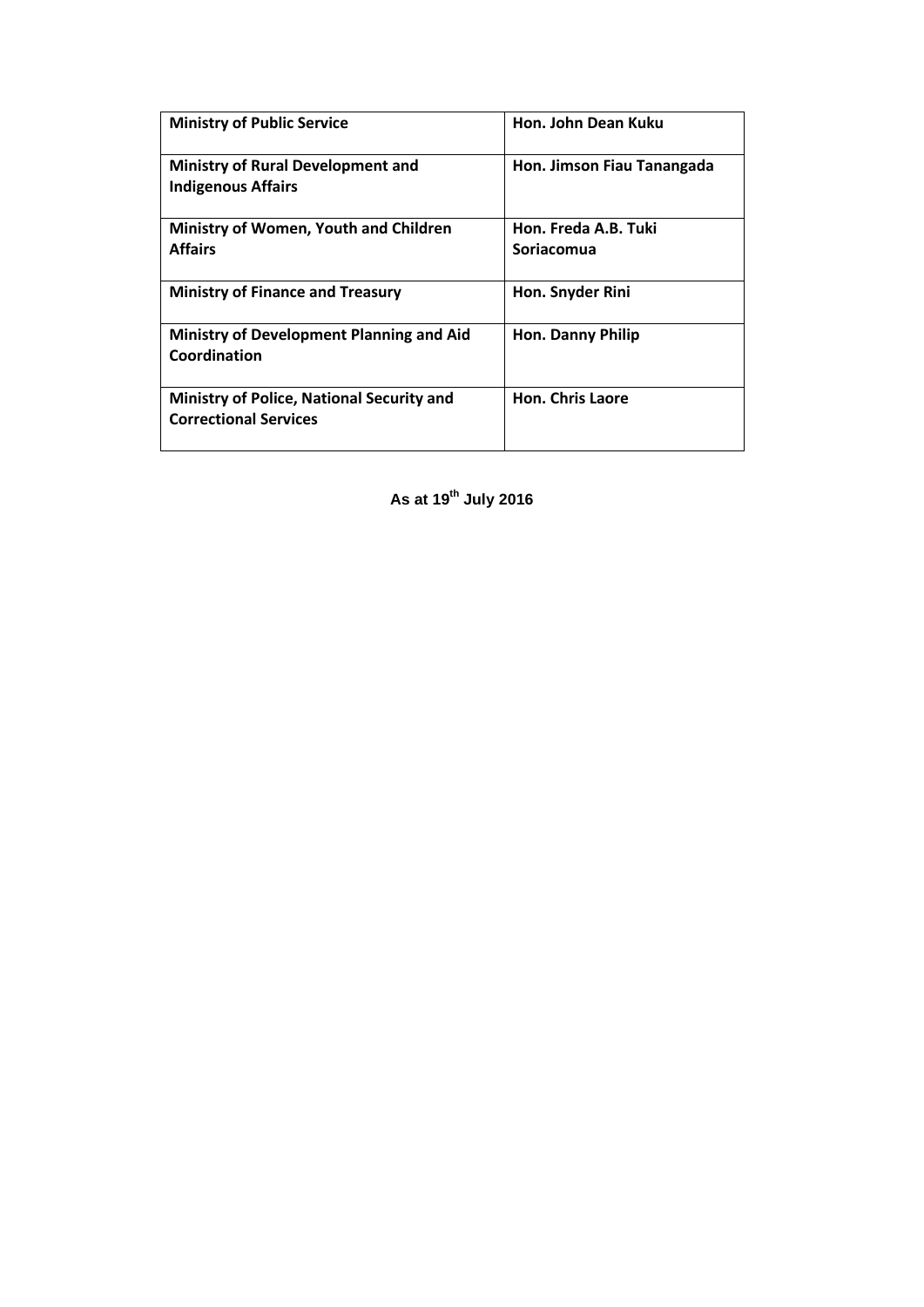| | |
|---|---|
| **Ministry of Public Service** | **Hon. John Dean Kuku** |
| **Ministry of Rural Development and Indigenous Affairs** | **Hon. Jimson Fiau Tanangada** |
| **Ministry of Women, Youth and Children Affairs** | **Hon. Freda A.B. Tuki Soriacomua** |
| **Ministry of Finance and Treasury** | **Hon. Snyder Rini** |
| **Ministry of Development Planning and Aid Coordination** | **Hon. Danny Philip** |
| **Ministry of Police, National Security and Correctional Services** | **Hon. Chris Laore** |

**As at 19th July 2016**